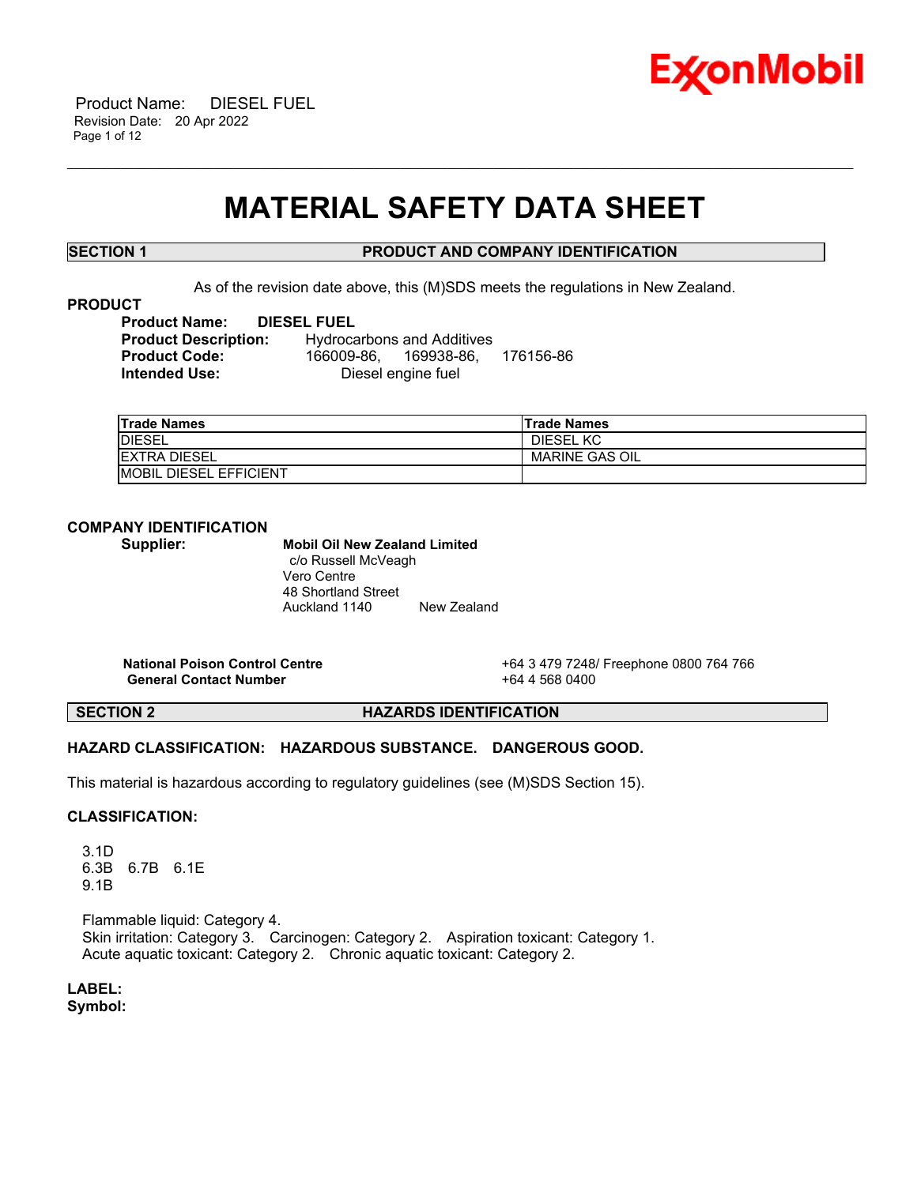# MATERIAL SAFETY DATA SHEET

## SECTION 1 PRODUCT AND COMPANY IDENTIFICATION

As of the revision date above, this (M)SDS meets the regulations in New Zealand.

### PRODUCT

**Product Name:** **DIESEL FUEL**
**Product Description:** Hydrocarbons and Additives
**Product Code:** 166009-86, 169938-86, 176156-86
**Intended Use:** Diesel engine fuel

| Trade Names | Trade Names |
|---|---|
| DIESEL | DIESEL KC |
| EXTRA DIESEL | MARINE GAS OIL |
| MOBIL DIESEL EFFICIENT | |

### COMPANY IDENTIFICATION

**Supplier:** **Mobil Oil New Zealand Limited**
c/o Russell McVeagh
Vero Centre
48 Shortland Street
Auckland 1140 New Zealand

**National Poison Control Centre** +64 3 479 7248/ Freephone 0800 764 766
**General Contact Number** +64 4 568 0400

## SECTION 2 HAZARDS IDENTIFICATION

**HAZARD CLASSIFICATION: HAZARDOUS SUBSTANCE. DANGEROUS GOOD.**

This material is hazardous according to regulatory guidelines (see (M)SDS Section 15).

**CLASSIFICATION:**

3.1D
6.3B 6.7B 6.1E
9.1B

Flammable liquid: Category 4.
Skin irritation: Category 3. Carcinogen: Category 2. Aspiration toxicant: Category 1.
Acute aquatic toxicant: Category 2. Chronic aquatic toxicant: Category 2.

**LABEL:**
**Symbol:**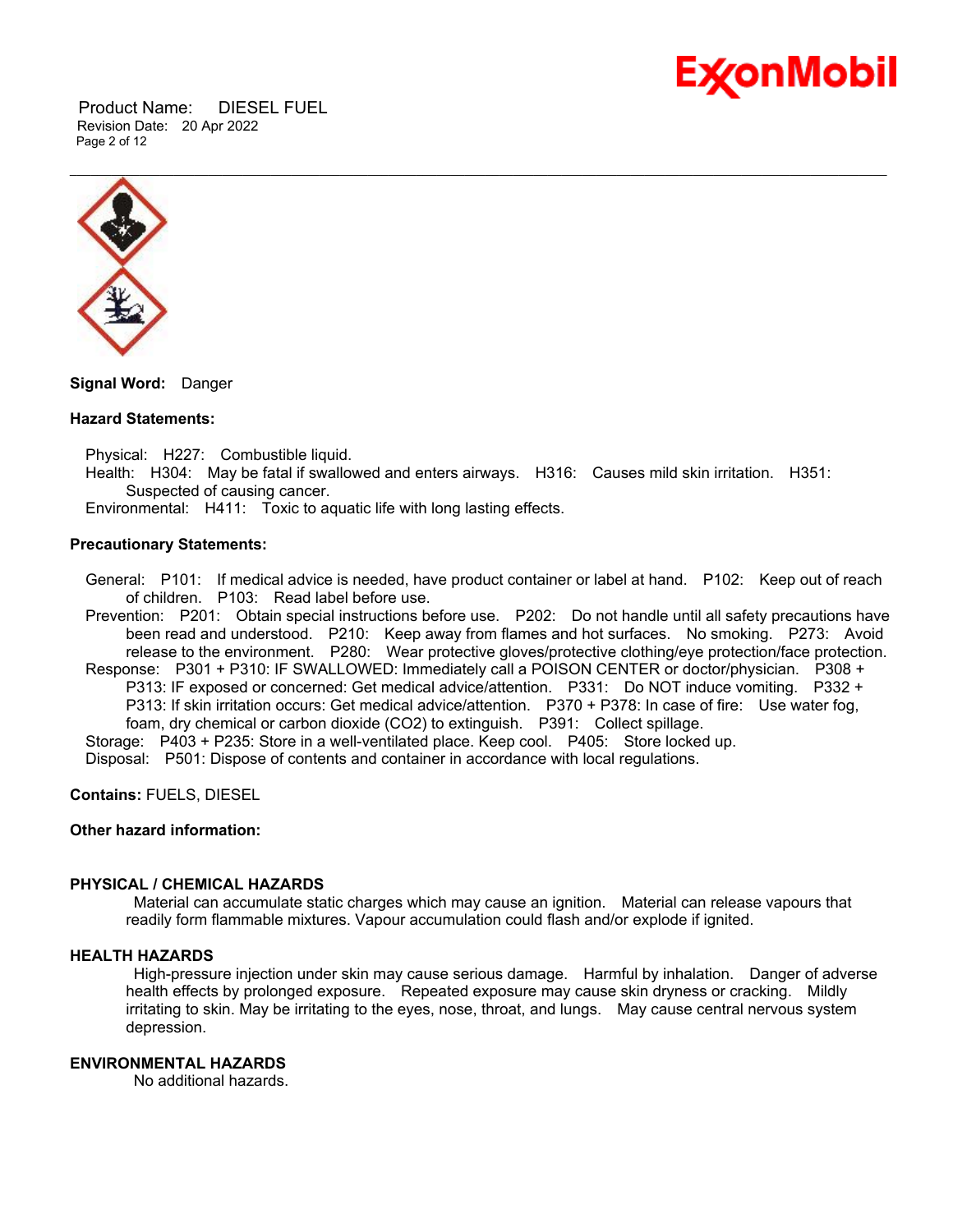**Signal Word:** Danger

**Hazard Statements:**

Physical: H227: Combustible liquid.
Health: H304: May be fatal if swallowed and enters airways. H316: Causes mild skin irritation. H351: Suspected of causing cancer.
Environmental: H411: Toxic to aquatic life with long lasting effects.

**Precautionary Statements:**

General: P101: If medical advice is needed, have product container or label at hand. P102: Keep out of reach of children. P103: Read label before use.
Prevention: P201: Obtain special instructions before use. P202: Do not handle until all safety precautions have been read and understood. P210: Keep away from flames and hot surfaces. No smoking. P273: Avoid release to the environment. P280: Wear protective gloves/protective clothing/eye protection/face protection.
Response: P301 + P310: IF SWALLOWED: Immediately call a POISON CENTER or doctor/physician. P308 + P313: IF exposed or concerned: Get medical advice/attention. P331: Do NOT induce vomiting. P332 + P313: If skin irritation occurs: Get medical advice/attention. P370 + P378: In case of fire: Use water fog, foam, dry chemical or carbon dioxide ($CO_2$) to extinguish. P391: Collect spillage.
Storage: P403 + P235: Store in a well-ventilated place. Keep cool. P405: Store locked up.
Disposal: P501: Dispose of contents and container in accordance with local regulations.

**Contains:** FUELS, DIESEL

**Other hazard information:**

**PHYSICAL / CHEMICAL HAZARDS**

Material can accumulate static charges which may cause an ignition. Material can release vapours that readily form flammable mixtures. Vapour accumulation could flash and/or explode if ignited.

**HEALTH HAZARDS**

High-pressure injection under skin may cause serious damage. Harmful by inhalation. Danger of adverse health effects by prolonged exposure. Repeated exposure may cause skin dryness or cracking. Mildly irritating to skin. May be irritating to the eyes, nose, throat, and lungs. May cause central nervous system depression.

**ENVIRONMENTAL HAZARDS**

No additional hazards.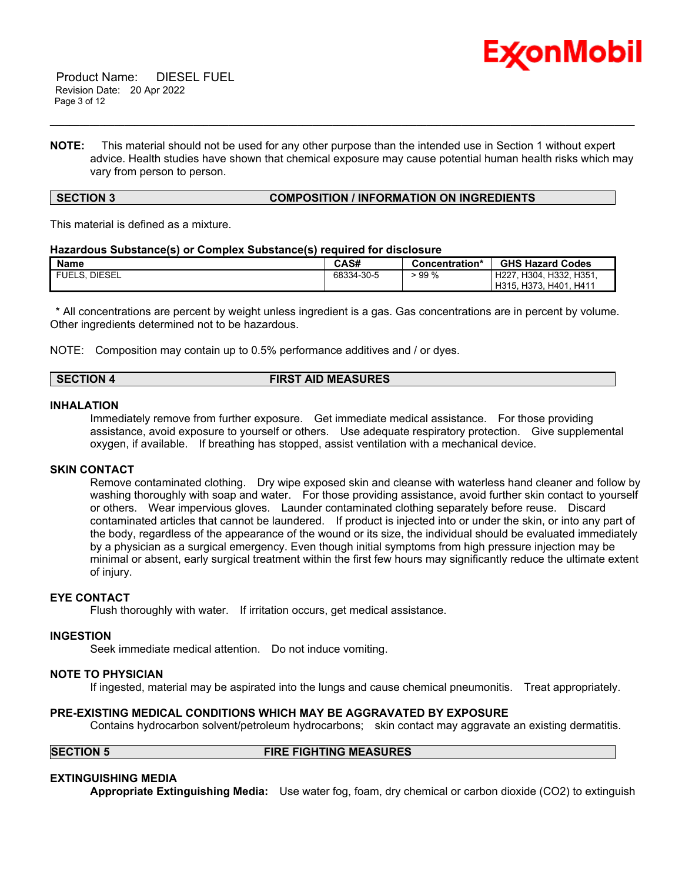**NOTE:** This material should not be used for any other purpose than the intended use in Section 1 without expert advice. Health studies have shown that chemical exposure may cause potential human health risks which may vary from person to person.

## SECTION 3 COMPOSITION / INFORMATION ON INGREDIENTS

This material is defined as a mixture.

**Hazardous Substance(s) or Complex Substance(s) required for disclosure**

| Name | CAS# | Concentration* | GHS Hazard Codes |
|---|---|---|---|
| FUELS, DIESEL | 68334-30-5 | > 99 % | H227, H304, H332, H351, H315, H373, H401, H411 |

\* All concentrations are percent by weight unless ingredient is a gas. Gas concentrations are in percent by volume. Other ingredients determined not to be hazardous.

NOTE: Composition may contain up to 0.5% performance additives and / or dyes.

## SECTION 4 FIRST AID MEASURES

### INHALATION

Immediately remove from further exposure. Get immediate medical assistance. For those providing assistance, avoid exposure to yourself or others. Use adequate respiratory protection. Give supplemental oxygen, if available. If breathing has stopped, assist ventilation with a mechanical device.

### SKIN CONTACT

Remove contaminated clothing. Dry wipe exposed skin and cleanse with waterless hand cleaner and follow by washing thoroughly with soap and water. For those providing assistance, avoid further skin contact to yourself or others. Wear impervious gloves. Launder contaminated clothing separately before reuse. Discard contaminated articles that cannot be laundered. If product is injected into or under the skin, or into any part of the body, regardless of the appearance of the wound or its size, the individual should be evaluated immediately by a physician as a surgical emergency. Even though initial symptoms from high pressure injection may be minimal or absent, early surgical treatment within the first few hours may significantly reduce the ultimate extent of injury.

### EYE CONTACT

Flush thoroughly with water. If irritation occurs, get medical assistance.

### INGESTION

Seek immediate medical attention. Do not induce vomiting.

### NOTE TO PHYSICIAN

If ingested, material may be aspirated into the lungs and cause chemical pneumonitis. Treat appropriately.

### PRE-EXISTING MEDICAL CONDITIONS WHICH MAY BE AGGRAVATED BY EXPOSURE

Contains hydrocarbon solvent/petroleum hydrocarbons; skin contact may aggravate an existing dermatitis.

## SECTION 5 FIRE FIGHTING MEASURES

### EXTINGUISHING MEDIA

**Appropriate Extinguishing Media:** Use water fog, foam, dry chemical or carbon dioxide ($CO_2$) to extinguish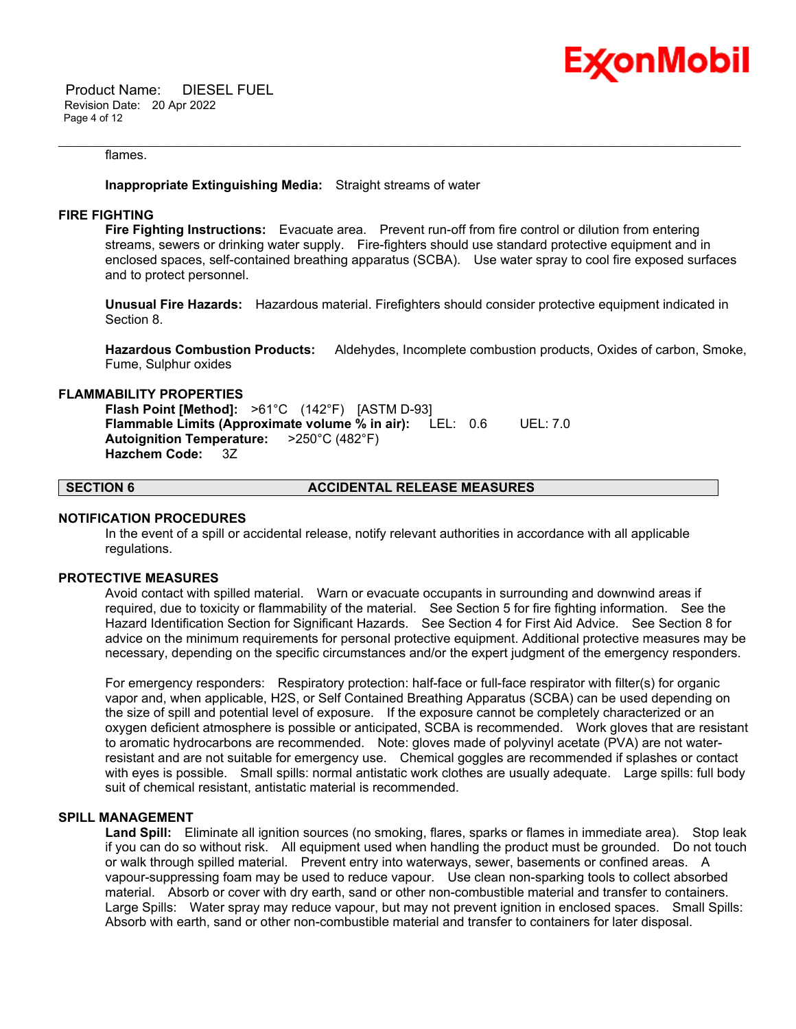flames.

**Inappropriate Extinguishing Media:** Straight streams of water

### FIRE FIGHTING

**Fire Fighting Instructions:** Evacuate area. Prevent run-off from fire control or dilution from entering streams, sewers or drinking water supply. Fire-fighters should use standard protective equipment and in enclosed spaces, self-contained breathing apparatus (SCBA). Use water spray to cool fire exposed surfaces and to protect personnel.

**Unusual Fire Hazards:** Hazardous material. Firefighters should consider protective equipment indicated in Section 8.

**Hazardous Combustion Products:** Aldehydes, Incomplete combustion products, Oxides of carbon, Smoke, Fume, Sulphur oxides

### FLAMMABILITY PROPERTIES

**Flash Point [Method]:** >61°C (142°F) [ASTM D-93]
**Flammable Limits (Approximate volume % in air):** LEL: 0.6 UEL: 7.0
**Autoignition Temperature:** >250°C (482°F)
**Hazchem Code:** 3Z

## SECTION 6 ACCIDENTAL RELEASE MEASURES

### NOTIFICATION PROCEDURES

In the event of a spill or accidental release, notify relevant authorities in accordance with all applicable regulations.

### PROTECTIVE MEASURES

Avoid contact with spilled material. Warn or evacuate occupants in surrounding and downwind areas if required, due to toxicity or flammability of the material. See Section 5 for fire fighting information. See the Hazard Identification Section for Significant Hazards. See Section 4 for First Aid Advice. See Section 8 for advice on the minimum requirements for personal protective equipment. Additional protective measures may be necessary, depending on the specific circumstances and/or the expert judgment of the emergency responders.

For emergency responders: Respiratory protection: half-face or full-face respirator with filter(s) for organic vapor and, when applicable, H2S, or Self Contained Breathing Apparatus (SCBA) can be used depending on the size of spill and potential level of exposure. If the exposure cannot be completely characterized or an oxygen deficient atmosphere is possible or anticipated, SCBA is recommended. Work gloves that are resistant to aromatic hydrocarbons are recommended. Note: gloves made of polyvinyl acetate (PVA) are not water-resistant and are not suitable for emergency use. Chemical goggles are recommended if splashes or contact with eyes is possible. Small spills: normal antistatic work clothes are usually adequate. Large spills: full body suit of chemical resistant, antistatic material is recommended.

### SPILL MANAGEMENT

**Land Spill:** Eliminate all ignition sources (no smoking, flares, sparks or flames in immediate area). Stop leak if you can do so without risk. All equipment used when handling the product must be grounded. Do not touch or walk through spilled material. Prevent entry into waterways, sewer, basements or confined areas. A vapour-suppressing foam may be used to reduce vapour. Use clean non-sparking tools to collect absorbed material. Absorb or cover with dry earth, sand or other non-combustible material and transfer to containers. Large Spills: Water spray may reduce vapour, but may not prevent ignition in enclosed spaces. Small Spills: Absorb with earth, sand or other non-combustible material and transfer to containers for later disposal.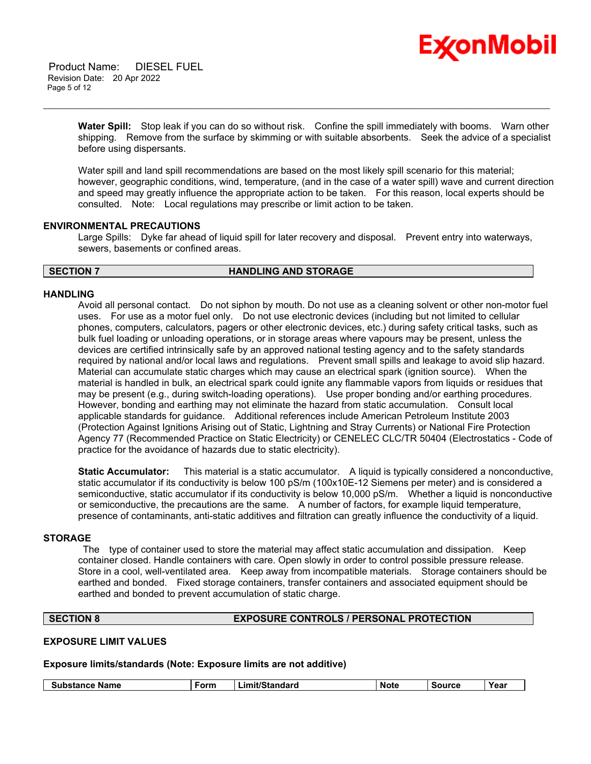**Water Spill:** Stop leak if you can do so without risk. Confine the spill immediately with booms. Warn other shipping. Remove from the surface by skimming or with suitable absorbents. Seek the advice of a specialist before using dispersants.

Water spill and land spill recommendations are based on the most likely spill scenario for this material; however, geographic conditions, wind, temperature, (and in the case of a water spill) wave and current direction and speed may greatly influence the appropriate action to be taken. For this reason, local experts should be consulted. Note: Local regulations may prescribe or limit action to be taken.

### ENVIRONMENTAL PRECAUTIONS

Large Spills: Dyke far ahead of liquid spill for later recovery and disposal. Prevent entry into waterways, sewers, basements or confined areas.

## SECTION 7 HANDLING AND STORAGE

### HANDLING

Avoid all personal contact. Do not siphon by mouth. Do not use as a cleaning solvent or other non-motor fuel uses. For use as a motor fuel only. Do not use electronic devices (including but not limited to cellular phones, computers, calculators, pagers or other electronic devices, etc.) during safety critical tasks, such as bulk fuel loading or unloading operations, or in storage areas where vapours may be present, unless the devices are certified intrinsically safe by an approved national testing agency and to the safety standards required by national and/or local laws and regulations. Prevent small spills and leakage to avoid slip hazard. Material can accumulate static charges which may cause an electrical spark (ignition source). When the material is handled in bulk, an electrical spark could ignite any flammable vapors from liquids or residues that may be present (e.g., during switch-loading operations). Use proper bonding and/or earthing procedures. However, bonding and earthing may not eliminate the hazard from static accumulation. Consult local applicable standards for guidance. Additional references include American Petroleum Institute 2003 (Protection Against Ignitions Arising out of Static, Lightning and Stray Currents) or National Fire Protection Agency 77 (Recommended Practice on Static Electricity) or CENELEC CLC/TR 50404 (Electrostatics - Code of practice for the avoidance of hazards due to static electricity).

**Static Accumulator:** This material is a static accumulator. A liquid is typically considered a nonconductive, static accumulator if its conductivity is below 100 pS/m (100x10E-12 Siemens per meter) and is considered a semiconductive, static accumulator if its conductivity is below 10,000 pS/m. Whether a liquid is nonconductive or semiconductive, the precautions are the same. A number of factors, for example liquid temperature, presence of contaminants, anti-static additives and filtration can greatly influence the conductivity of a liquid.

### STORAGE

The type of container used to store the material may affect static accumulation and dissipation. Keep container closed. Handle containers with care. Open slowly in order to control possible pressure release. Store in a cool, well-ventilated area. Keep away from incompatible materials. Storage containers should be earthed and bonded. Fixed storage containers, transfer containers and associated equipment should be earthed and bonded to prevent accumulation of static charge.

## SECTION 8 EXPOSURE CONTROLS / PERSONAL PROTECTION

### EXPOSURE LIMIT VALUES

**Exposure limits/standards (Note: Exposure limits are not additive)**

| Substance Name | Form | Limit/Standard | Note | Source | Year |
|---|---|---|---|---|---|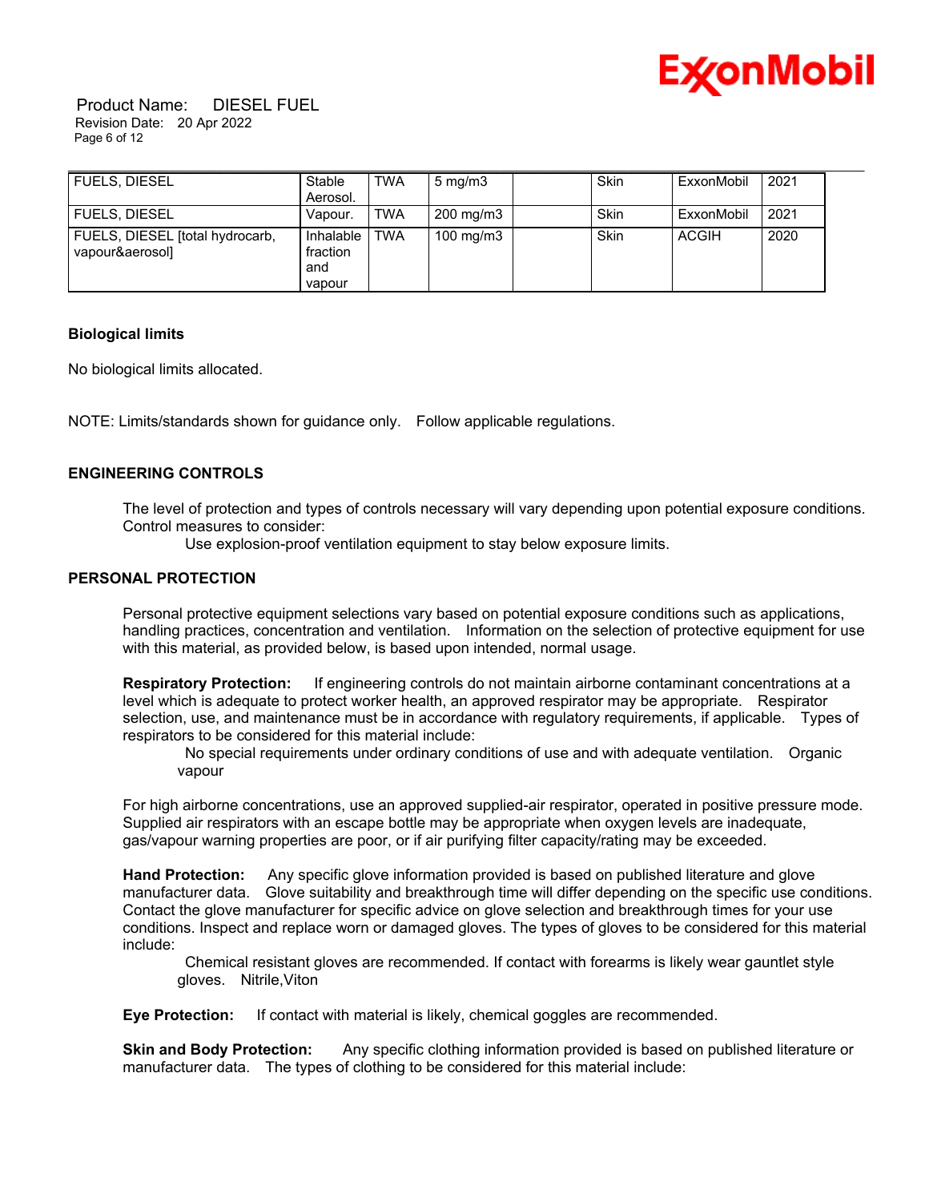| | | | | | | | |
|---|---|---|---|---|---|---|---|
| FUELS, DIESEL | Stable Aerosol. | TWA | 5 mg/m3 | | Skin | ExxonMobil | 2021 |
| FUELS, DIESEL | Vapour. | TWA | 200 mg/m3 | | Skin | ExxonMobil | 2021 |
| FUELS, DIESEL [total hydrocarb, vapour&aerosol] | Inhalable fraction and vapour | TWA | 100 mg/m3 | | Skin | ACGIH | 2020 |

**Biological limits**

No biological limits allocated.

NOTE: Limits/standards shown for guidance only. Follow applicable regulations.

### ENGINEERING CONTROLS

The level of protection and types of controls necessary will vary depending upon potential exposure conditions. Control measures to consider:

Use explosion-proof ventilation equipment to stay below exposure limits.

### PERSONAL PROTECTION

Personal protective equipment selections vary based on potential exposure conditions such as applications, handling practices, concentration and ventilation. Information on the selection of protective equipment for use with this material, as provided below, is based upon intended, normal usage.

**Respiratory Protection:** If engineering controls do not maintain airborne contaminant concentrations at a level which is adequate to protect worker health, an approved respirator may be appropriate. Respirator selection, use, and maintenance must be in accordance with regulatory requirements, if applicable. Types of respirators to be considered for this material include:

No special requirements under ordinary conditions of use and with adequate ventilation. Organic vapour

For high airborne concentrations, use an approved supplied-air respirator, operated in positive pressure mode. Supplied air respirators with an escape bottle may be appropriate when oxygen levels are inadequate, gas/vapour warning properties are poor, or if air purifying filter capacity/rating may be exceeded.

**Hand Protection:** Any specific glove information provided is based on published literature and glove manufacturer data. Glove suitability and breakthrough time will differ depending on the specific use conditions. Contact the glove manufacturer for specific advice on glove selection and breakthrough times for your use conditions. Inspect and replace worn or damaged gloves. The types of gloves to be considered for this material include:

Chemical resistant gloves are recommended. If contact with forearms is likely wear gauntlet style gloves. Nitrile,Viton

**Eye Protection:** If contact with material is likely, chemical goggles are recommended.

**Skin and Body Protection:** Any specific clothing information provided is based on published literature or manufacturer data. The types of clothing to be considered for this material include: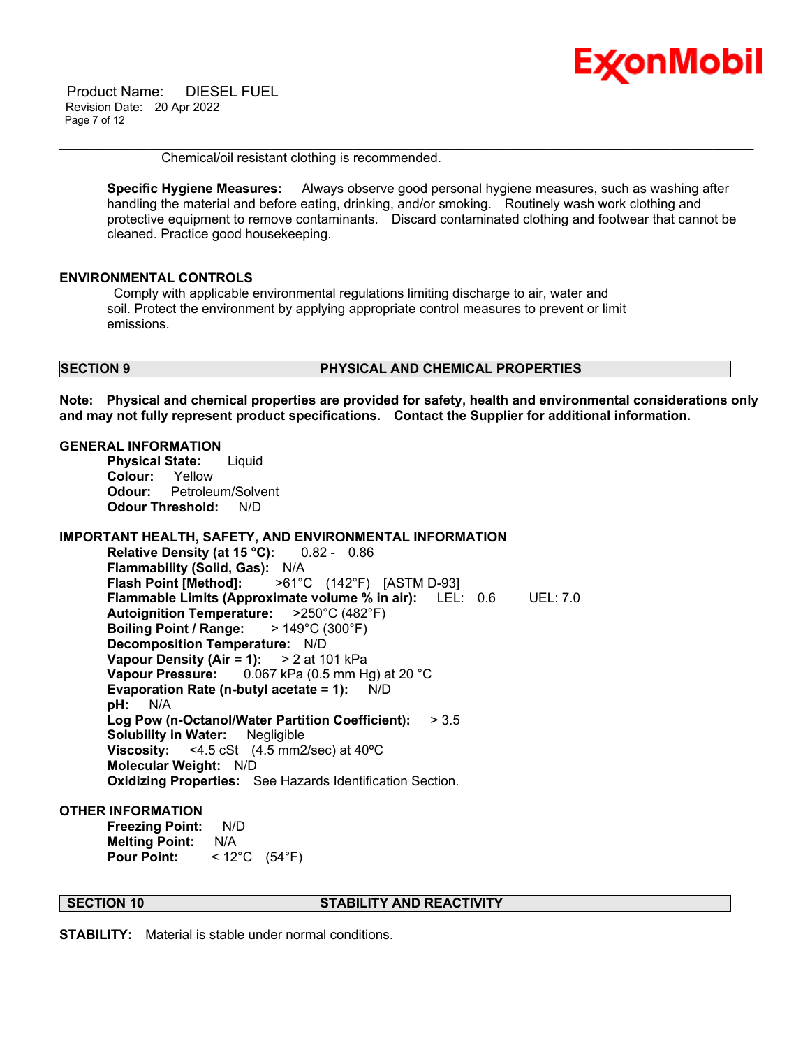Chemical/oil resistant clothing is recommended.

**Specific Hygiene Measures:** Always observe good personal hygiene measures, such as washing after handling the material and before eating, drinking, and/or smoking. Routinely wash work clothing and protective equipment to remove contaminants. Discard contaminated clothing and footwear that cannot be cleaned. Practice good housekeeping.

## ENVIRONMENTAL CONTROLS

Comply with applicable environmental regulations limiting discharge to air, water and soil. Protect the environment by applying appropriate control measures to prevent or limit emissions.

## SECTION 9 PHYSICAL AND CHEMICAL PROPERTIES

**Note: Physical and chemical properties are provided for safety, health and environmental considerations only and may not fully represent product specifications. Contact the Supplier for additional information.**

### GENERAL INFORMATION

**Physical State:** Liquid
**Colour:** Yellow
**Odour:** Petroleum/Solvent
**Odour Threshold:** N/D

### IMPORTANT HEALTH, SAFETY, AND ENVIRONMENTAL INFORMATION

**Relative Density (at 15 °C):** 0.82 - 0.86
**Flammability (Solid, Gas):** N/A
**Flash Point [Method]:** >61°C (142°F) [ASTM D-93]
**Flammable Limits (Approximate volume % in air):** LEL: 0.6 UEL: 7.0
**Autoignition Temperature:** >250°C (482°F)
**Boiling Point / Range:** > 149°C (300°F)
**Decomposition Temperature:** N/D
**Vapour Density (Air = 1):** > 2 at 101 kPa
**Vapour Pressure:** 0.067 kPa (0.5 mm Hg) at 20 °C
**Evaporation Rate (n-butyl acetate = 1):** N/D
**pH:** N/A
**Log Pow (n-Octanol/Water Partition Coefficient):** > 3.5
**Solubility in Water:** Negligible
**Viscosity:** <4.5 cSt (4.5 mm2/sec) at 40ºC
**Molecular Weight:** N/D
**Oxidizing Properties:** See Hazards Identification Section.

### OTHER INFORMATION

**Freezing Point:** N/D
**Melting Point:** N/A
**Pour Point:** < 12°C (54°F)

## SECTION 10 STABILITY AND REACTIVITY

**STABILITY:** Material is stable under normal conditions.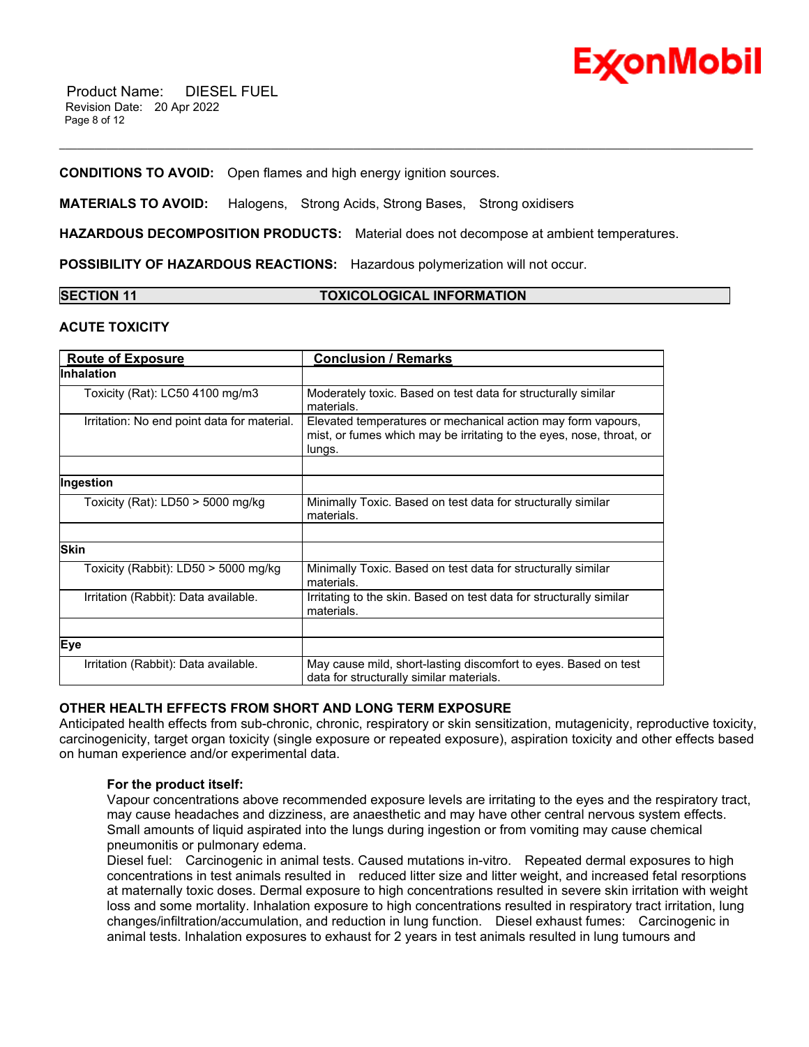**CONDITIONS TO AVOID:** Open flames and high energy ignition sources.

**MATERIALS TO AVOID:** Halogens, Strong Acids, Strong Bases, Strong oxidisers

**HAZARDOUS DECOMPOSITION PRODUCTS:** Material does not decompose at ambient temperatures.

**POSSIBILITY OF HAZARDOUS REACTIONS:** Hazardous polymerization will not occur.

## SECTION 11 TOXICOLOGICAL INFORMATION

### ACUTE TOXICITY

| Route of Exposure | Conclusion / Remarks |
|---|---|
| **Inhalation** | |
| Toxicity (Rat): LC50 4100 mg/m3 | Moderately toxic. Based on test data for structurally similar materials. |
| Irritation: No end point data for material. | Elevated temperatures or mechanical action may form vapours, mist, or fumes which may be irritating to the eyes, nose, throat, or lungs. |
| | |
| **Ingestion** | |
| Toxicity (Rat): LD50 > 5000 mg/kg | Minimally Toxic. Based on test data for structurally similar materials. |
| | |
| **Skin** | |
| Toxicity (Rabbit): LD50 > 5000 mg/kg | Minimally Toxic. Based on test data for structurally similar materials. |
| Irritation (Rabbit): Data available. | Irritating to the skin. Based on test data for structurally similar materials. |
| | |
| **Eye** | |
| Irritation (Rabbit): Data available. | May cause mild, short-lasting discomfort to eyes. Based on test data for structurally similar materials. |

### OTHER HEALTH EFFECTS FROM SHORT AND LONG TERM EXPOSURE

Anticipated health effects from sub-chronic, chronic, respiratory or skin sensitization, mutagenicity, reproductive toxicity, carcinogenicity, target organ toxicity (single exposure or repeated exposure), aspiration toxicity and other effects based on human experience and/or experimental data.

**For the product itself:**

Vapour concentrations above recommended exposure levels are irritating to the eyes and the respiratory tract, may cause headaches and dizziness, are anaesthetic and may have other central nervous system effects. Small amounts of liquid aspirated into the lungs during ingestion or from vomiting may cause chemical pneumonitis or pulmonary edema.

Diesel fuel: Carcinogenic in animal tests. Caused mutations in-vitro. Repeated dermal exposures to high concentrations in test animals resulted in reduced litter size and litter weight, and increased fetal resorptions at maternally toxic doses. Dermal exposure to high concentrations resulted in severe skin irritation with weight loss and some mortality. Inhalation exposure to high concentrations resulted in respiratory tract irritation, lung changes/infiltration/accumulation, and reduction in lung function. Diesel exhaust fumes: Carcinogenic in animal tests. Inhalation exposures to exhaust for 2 years in test animals resulted in lung tumours and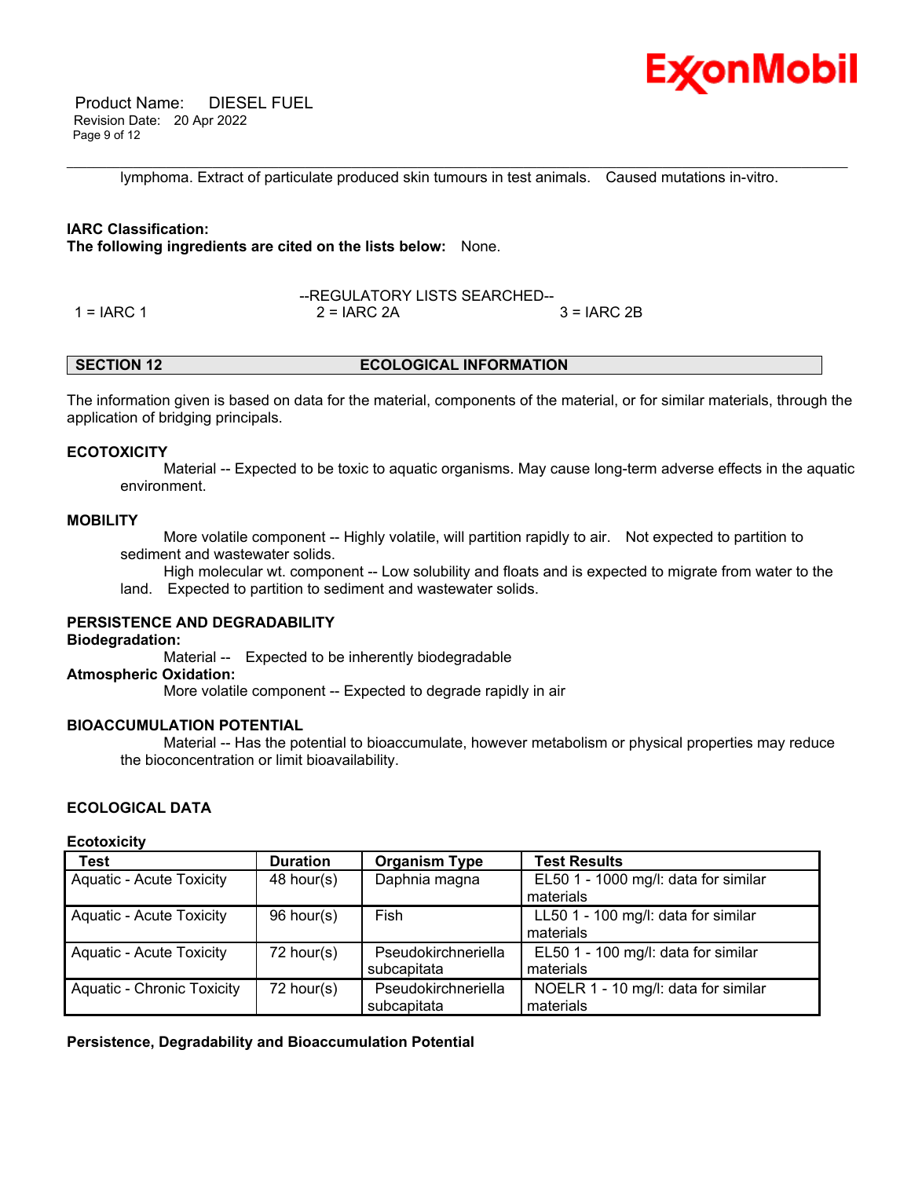lymphoma. Extract of particulate produced skin tumours in test animals. Caused mutations in-vitro.

**IARC Classification:**

**The following ingredients are cited on the lists below:** None.

--REGULATORY LISTS SEARCHED--

1 = IARC 1 | 2 = IARC 2A | 3 = IARC 2B

## SECTION 12 ECOLOGICAL INFORMATION

The information given is based on data for the material, components of the material, or for similar materials, through the application of bridging principals.

### ECOTOXICITY

Material -- Expected to be toxic to aquatic organisms. May cause long-term adverse effects in the aquatic environment.

### MOBILITY

More volatile component -- Highly volatile, will partition rapidly to air. Not expected to partition to sediment and wastewater solids.

High molecular wt. component -- Low solubility and floats and is expected to migrate from water to the land. Expected to partition to sediment and wastewater solids.

### PERSISTENCE AND DEGRADABILITY

**Biodegradation:**

Material -- Expected to be inherently biodegradable

**Atmospheric Oxidation:**

More volatile component -- Expected to degrade rapidly in air

### BIOACCUMULATION POTENTIAL

Material -- Has the potential to bioaccumulate, however metabolism or physical properties may reduce the bioconcentration or limit bioavailability.

### ECOLOGICAL DATA

**Ecotoxicity**

| Test | Duration | Organism Type | Test Results |
|---|---|---|---|
| Aquatic - Acute Toxicity | 48 hour(s) | Daphnia magna | EL50 1 - 1000 mg/l: data for similar materials |
| Aquatic - Acute Toxicity | 96 hour(s) | Fish | LL50 1 - 100 mg/l: data for similar materials |
| Aquatic - Acute Toxicity | 72 hour(s) | Pseudokirchneriella subcapitata | EL50 1 - 100 mg/l: data for similar materials |
| Aquatic - Chronic Toxicity | 72 hour(s) | Pseudokirchneriella subcapitata | NOELR 1 - 10 mg/l: data for similar materials |

**Persistence, Degradability and Bioaccumulation Potential**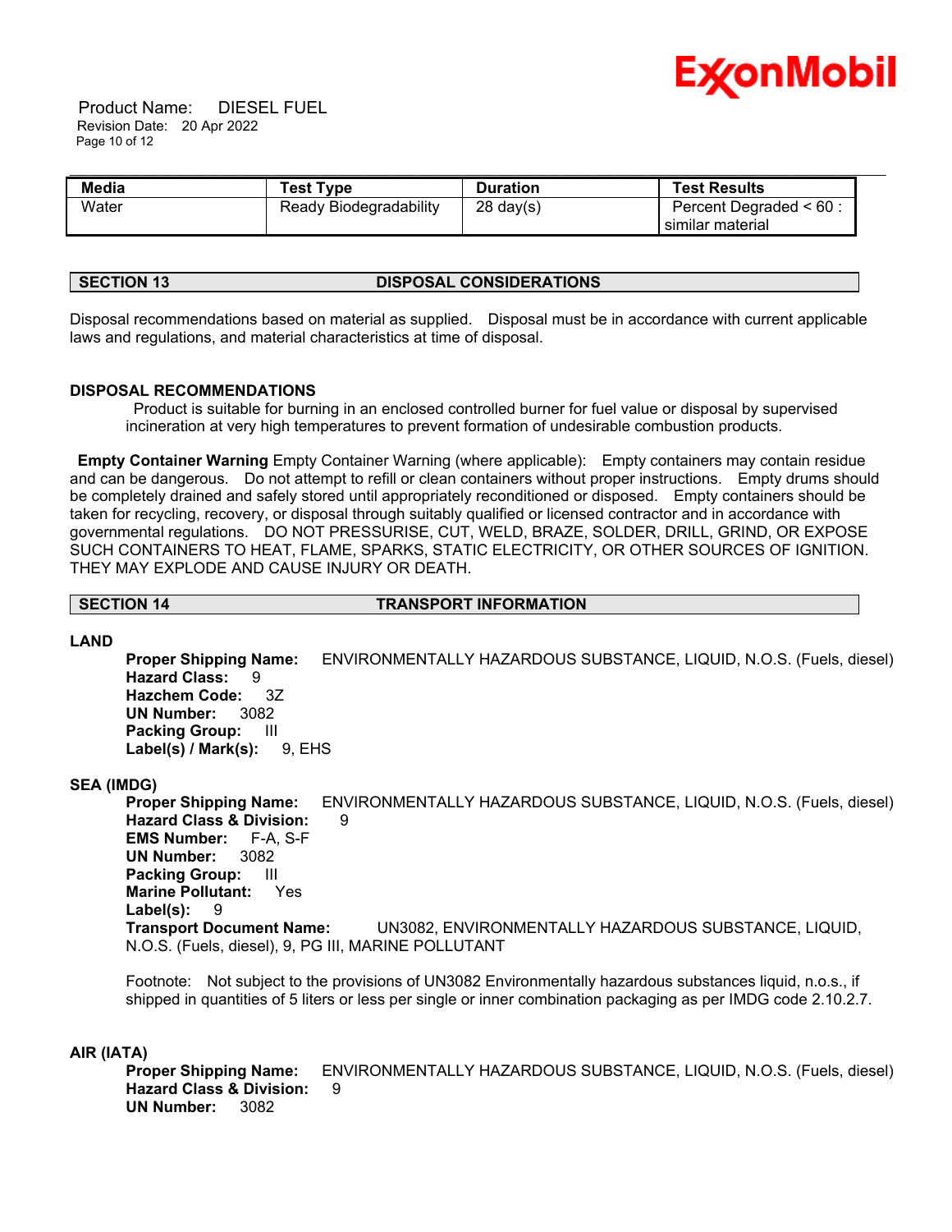| Media | Test Type | Duration | Test Results |
|---|---|---|---|
| Water | Ready Biodegradability | 28 day(s) | Percent Degraded < 60 : similar material |

## SECTION 13 DISPOSAL CONSIDERATIONS

Disposal recommendations based on material as supplied. Disposal must be in accordance with current applicable laws and regulations, and material characteristics at time of disposal.

### DISPOSAL RECOMMENDATIONS

Product is suitable for burning in an enclosed controlled burner for fuel value or disposal by supervised incineration at very high temperatures to prevent formation of undesirable combustion products.

**Empty Container Warning** Empty Container Warning (where applicable): Empty containers may contain residue and can be dangerous. Do not attempt to refill or clean containers without proper instructions. Empty drums should be completely drained and safely stored until appropriately reconditioned or disposed. Empty containers should be taken for recycling, recovery, or disposal through suitably qualified or licensed contractor and in accordance with governmental regulations. DO NOT PRESSURISE, CUT, WELD, BRAZE, SOLDER, DRILL, GRIND, OR EXPOSE SUCH CONTAINERS TO HEAT, FLAME, SPARKS, STATIC ELECTRICITY, OR OTHER SOURCES OF IGNITION. THEY MAY EXPLODE AND CAUSE INJURY OR DEATH.

## SECTION 14 TRANSPORT INFORMATION

### LAND

**Proper Shipping Name:** ENVIRONMENTALLY HAZARDOUS SUBSTANCE, LIQUID, N.O.S. (Fuels, diesel)
**Hazard Class:** 9
**Hazchem Code:** 3Z
**UN Number:** 3082
**Packing Group:** III
**Label(s) / Mark(s):** 9, EHS

### SEA (IMDG)

**Proper Shipping Name:** ENVIRONMENTALLY HAZARDOUS SUBSTANCE, LIQUID, N.O.S. (Fuels, diesel)
**Hazard Class & Division:** 9
**EMS Number:** F-A, S-F
**UN Number:** 3082
**Packing Group:** III
**Marine Pollutant:** Yes
**Label(s):** 9
**Transport Document Name:** UN3082, ENVIRONMENTALLY HAZARDOUS SUBSTANCE, LIQUID, N.O.S. (Fuels, diesel), 9, PG III, MARINE POLLUTANT

Footnote: Not subject to the provisions of UN3082 Environmentally hazardous substances liquid, n.o.s., if shipped in quantities of 5 liters or less per single or inner combination packaging as per IMDG code 2.10.2.7.

### AIR (IATA)

**Proper Shipping Name:** ENVIRONMENTALLY HAZARDOUS SUBSTANCE, LIQUID, N.O.S. (Fuels, diesel)
**Hazard Class & Division:** 9
**UN Number:** 3082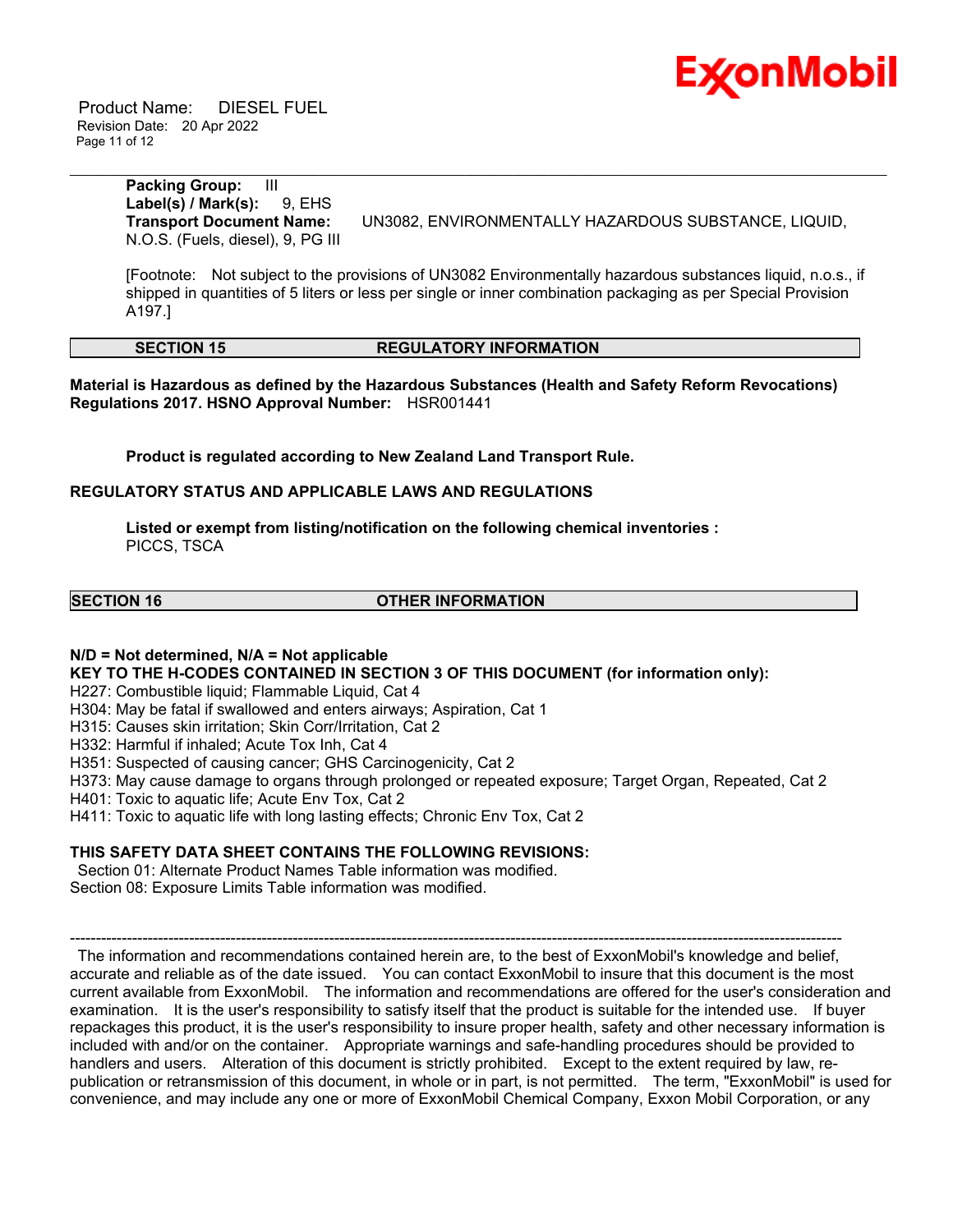**Packing Group:** III
**Label(s) / Mark(s):** 9, EHS
**Transport Document Name:** UN3082, ENVIRONMENTALLY HAZARDOUS SUBSTANCE, LIQUID, N.O.S. (Fuels, diesel), 9, PG III

[Footnote: Not subject to the provisions of UN3082 Environmentally hazardous substances liquid, n.o.s., if shipped in quantities of 5 liters or less per single or inner combination packaging as per Special Provision A197.]

## SECTION 15 REGULATORY INFORMATION

**Material is Hazardous as defined by the Hazardous Substances (Health and Safety Reform Revocations) Regulations 2017. HSNO Approval Number:** HSR001441

**Product is regulated according to New Zealand Land Transport Rule.**

**REGULATORY STATUS AND APPLICABLE LAWS AND REGULATIONS**

**Listed or exempt from listing/notification on the following chemical inventories :**
PICCS, TSCA

## SECTION 16 OTHER INFORMATION

**N/D = Not determined, N/A = Not applicable**
**KEY TO THE H-CODES CONTAINED IN SECTION 3 OF THIS DOCUMENT (for information only):**
H227: Combustible liquid; Flammable Liquid, Cat 4
H304: May be fatal if swallowed and enters airways; Aspiration, Cat 1
H315: Causes skin irritation; Skin Corr/Irritation, Cat 2
H332: Harmful if inhaled; Acute Tox Inh, Cat 4
H351: Suspected of causing cancer; GHS Carcinogenicity, Cat 2
H373: May cause damage to organs through prolonged or repeated exposure; Target Organ, Repeated, Cat 2
H401: Toxic to aquatic life; Acute Env Tox, Cat 2
H411: Toxic to aquatic life with long lasting effects; Chronic Env Tox, Cat 2

**THIS SAFETY DATA SHEET CONTAINS THE FOLLOWING REVISIONS:**
Section 01: Alternate Product Names Table information was modified.
Section 08: Exposure Limits Table information was modified.

---

The information and recommendations contained herein are, to the best of ExxonMobil's knowledge and belief, accurate and reliable as of the date issued. You can contact ExxonMobil to insure that this document is the most current available from ExxonMobil. The information and recommendations are offered for the user's consideration and examination. It is the user's responsibility to satisfy itself that the product is suitable for the intended use. If buyer repackages this product, it is the user's responsibility to insure proper health, safety and other necessary information is included with and/or on the container. Appropriate warnings and safe-handling procedures should be provided to handlers and users. Alteration of this document is strictly prohibited. Except to the extent required by law, re-publication or retransmission of this document, in whole or in part, is not permitted. The term, "ExxonMobil" is used for convenience, and may include any one or more of ExxonMobil Chemical Company, Exxon Mobil Corporation, or any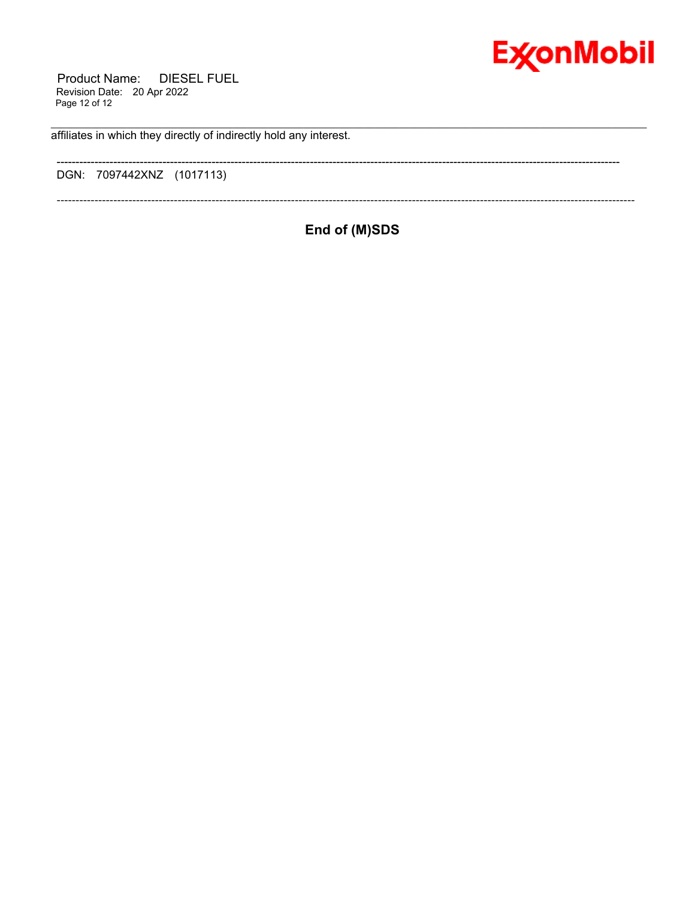affiliates in which they directly of indirectly hold any interest.

-----------------------------------------------------------------------------------------------------------------------------------------------

DGN: 7097442XNZ (1017113)

-----------------------------------------------------------------------------------------------------------------------------------------------

**End of (M)SDS**